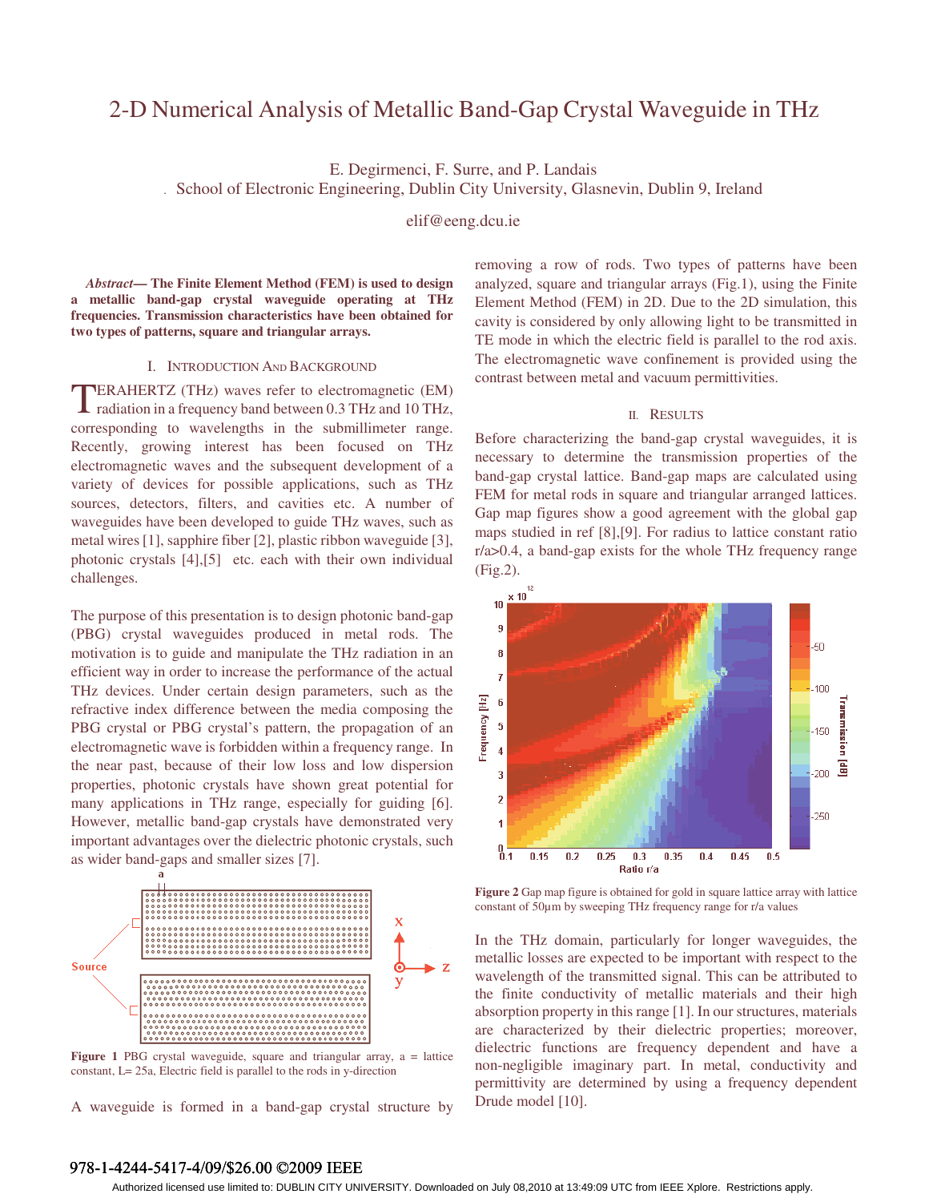# 2-D Numerical Analysis of Metallic Band-Gap Crystal Waveguide in THz

E. Degirmenci, F. Surre, and P. Landais

School of Electronic Engineering, Dublin City University, Glasnevin, Dublin 9, Ireland

elif@eeng.dcu.ie

***Abstract*— The Finite Element Method (FEM) is used to design a metallic band-gap crystal waveguide operating at THz frequencies. Transmission characteristics have been obtained for two types of patterns, square and triangular arrays.**

## I. Introduction And Background

TERAHERTZ (THz) waves refer to electromagnetic (EM) radiation in a frequency band between 0.3 THz and 10 THz, corresponding to wavelengths in the submillimeter range. Recently, growing interest has been focused on THz electromagnetic waves and the subsequent development of a variety of devices for possible applications, such as THz sources, detectors, filters, and cavities etc. A number of waveguides have been developed to guide THz waves, such as metal wires [1], sapphire fiber [2], plastic ribbon waveguide [3], photonic crystals [4],[5] etc. each with their own individual challenges.

The purpose of this presentation is to design photonic band-gap (PBG) crystal waveguides produced in metal rods. The motivation is to guide and manipulate the THz radiation in an efficient way in order to increase the performance of the actual THz devices. Under certain design parameters, such as the refractive index difference between the media composing the PBG crystal or PBG crystal's pattern, the propagation of an electromagnetic wave is forbidden within a frequency range. In the near past, because of their low loss and low dispersion properties, photonic crystals have shown great potential for many applications in THz range, especially for guiding [6]. However, metallic band-gap crystals have demonstrated very important advantages over the dielectric photonic crystals, such as wider band-gaps and smaller sizes [7].

**Figure 1** PBG crystal waveguide, square and triangular array, a = lattice constant, L= 25a, Electric field is parallel to the rods in y-direction

A waveguide is formed in a band-gap crystal structure by removing a row of rods. Two types of patterns have been analyzed, square and triangular arrays (Fig.1), using the Finite Element Method (FEM) in 2D. Due to the 2D simulation, this cavity is considered by only allowing light to be transmitted in TE mode in which the electric field is parallel to the rod axis. The electromagnetic wave confinement is provided using the contrast between metal and vacuum permittivities.

## II. Results

Before characterizing the band-gap crystal waveguides, it is necessary to determine the transmission properties of the band-gap crystal lattice. Band-gap maps are calculated using FEM for metal rods in square and triangular arranged lattices. Gap map figures show a good agreement with the global gap maps studied in ref [8],[9]. For radius to lattice constant ratio r/a>0.4, a band-gap exists for the whole THz frequency range (Fig.2).

**Figure 2** Gap map figure is obtained for gold in square lattice array with lattice constant of 50µm by sweeping THz frequency range for r/a values

In the THz domain, particularly for longer waveguides, the metallic losses are expected to be important with respect to the wavelength of the transmitted signal. This can be attributed to the finite conductivity of metallic materials and their high absorption property in this range [1]. In our structures, materials are characterized by their dielectric properties; moreover, dielectric functions are frequency dependent and have a non-negligible imaginary part. In metal, conductivity and permittivity are determined by using a frequency dependent Drude model [10].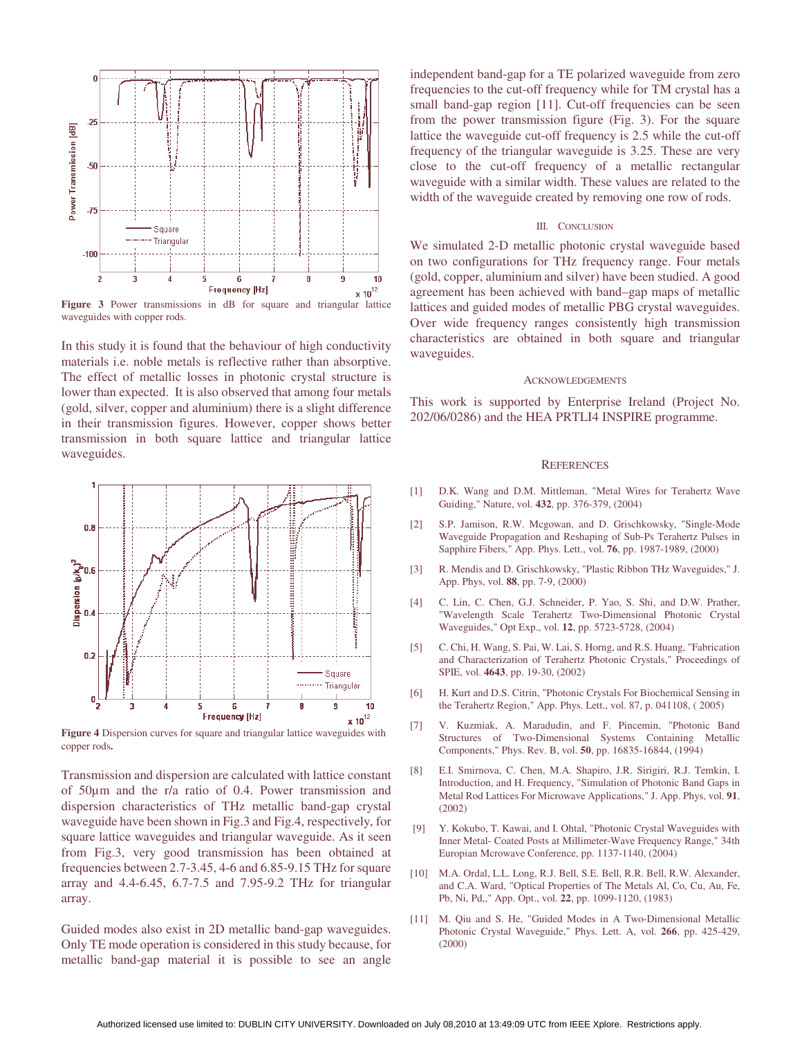0

-25

-50

-75

-100

Power Transmission [dB]

2 3 4 5 6 7 8 9 10

Frequency [Hz]

x $10^{12}$

Square

Triangular

**Figure 3** Power transmissions in dB for square and triangular lattice waveguides with copper rods.

In this study it is found that the behaviour of high conductivity materials i.e. noble metals is reflective rather than absorptive. The effect of metallic losses in photonic crystal structure is lower than expected. It is also observed that among four metals (gold, silver, copper and aluminium) there is a slight difference in their transmission figures. However, copper shows better transmission in both square lattice and triangular lattice waveguides.

1

0.8

0.6

0.4

0.2

0

Dispersion $(\beta/k_0)^2$

2 3 4 5 6 7 8 9 10

Frequency [Hz]

x $10^{12}$

Square

Triangular

**Figure 4** Dispersion curves for square and triangular lattice waveguides with copper rods.

Transmission and dispersion are calculated with lattice constant of 50μm and the r/a ratio of 0.4. Power transmission and dispersion characteristics of THz metallic band-gap crystal waveguide have been shown in Fig.3 and Fig.4, respectively, for square lattice waveguides and triangular waveguide. As it seen from Fig.3, very good transmission has been obtained at frequencies between 2.7-3.45, 4-6 and 6.85-9.15 THz for square array and 4.4-6.45, 6.7-7.5 and 7.95-9.2 THz for triangular array.

Guided modes also exist in 2D metallic band-gap waveguides. Only TE mode operation is considered in this study because, for metallic band-gap material it is possible to see an angle independent band-gap for a TE polarized waveguide from zero frequencies to the cut-off frequency while for TM crystal has a small band-gap region [11]. Cut-off frequencies can be seen from the power transmission figure (Fig. 3). For the square lattice the waveguide cut-off frequency is 2.5 while the cut-off frequency of the triangular waveguide is 3.25. These are very close to the cut-off frequency of a metallic rectangular waveguide with a similar width. These values are related to the width of the waveguide created by removing one row of rods.

## III. Conclusion

We simulated 2-D metallic photonic crystal waveguide based on two configurations for THz frequency range. Four metals (gold, copper, aluminium and silver) have been studied. A good agreement has been achieved with band–gap maps of metallic lattices and guided modes of metallic PBG crystal waveguides. Over wide frequency ranges consistently high transmission characteristics are obtained in both square and triangular waveguides.

## Acknowledgements

This work is supported by Enterprise Ireland (Project No. 202/06/0286) and the HEA PRTLI4 INSPIRE programme.

## References

[1] D.K. Wang and D.M. Mittleman, "Metal Wires for Terahertz Wave Guiding," Nature, vol. **432**, pp. 376-379, (2004)

[2] S.P. Jamison, R.W. Mcgowan, and D. Grischkowsky, "Single-Mode Waveguide Propagation and Reshaping of Sub-Ps Terahertz Pulses in Sapphire Fibers," App. Phys. Lett., vol. **76**, pp. 1987-1989, (2000)

[3] R. Mendis and D. Grischkowsky, "Plastic Ribbon THz Waveguides," J. App. Phys, vol. **88**, pp. 7-9, (2000)

[4] C. Lin, C. Chen, G.J. Schneider, P. Yao, S. Shi, and D.W. Prather, "Wavelength Scale Terahertz Two-Dimensional Photonic Crystal Waveguides," Opt Exp., vol. **12**, pp. 5723-5728, (2004)

[5] C. Chi, H. Wang, S. Pai, W. Lai, S. Horng, and R.S. Huang, "Fabrication and Characterization of Terahertz Photonic Crystals," Proceedings of SPIE, vol. **4643**, pp. 19-30, (2002)

[6] H. Kurt and D.S. Citrin, "Photonic Crystals For Biochemical Sensing in the Terahertz Region," App. Phys. Lett., vol. 87, p. 041108, ( 2005)

[7] V. Kuzmiak, A. Maradudin, and F. Pincemin, "Photonic Band Structures of Two-Dimensional Systems Containing Metallic Components," Phys. Rev. B, vol. **50**, pp. 16835-16844, (1994)

[8] E.I. Smirnova, C. Chen, M.A. Shapiro, J.R. Sirigiri, R.J. Temkin, I. Introduction, and H. Frequency, "Simulation of Photonic Band Gaps in Metal Rod Lattices For Microwave Applications," J. App. Phys, vol. **91**, (2002)

[9] Y. Kokubo, T. Kawai, and I. Ohtal, "Photonic Crystal Waveguides with Inner Metal- Coated Posts at Millimeter-Wave Frequency Range," 34th Europian Mcrowave Conference, pp. 1137-1140, (2004)

[10] M.A. Ordal, L.L. Long, R.J. Bell, S.E. Bell, R.R. Bell, R.W. Alexander, and C.A. Ward, "Optical Properties of The Metals Al, Co, Cu, Au, Fe, Pb, Ni, Pd,," App. Opt., vol. **22**, pp. 1099-1120, (1983)

[11] M. Qiu and S. He, "Guided Modes in A Two-Dimensional Metallic Photonic Crystal Waveguide," Phys. Lett. A, vol. **266**, pp. 425-429, (2000)